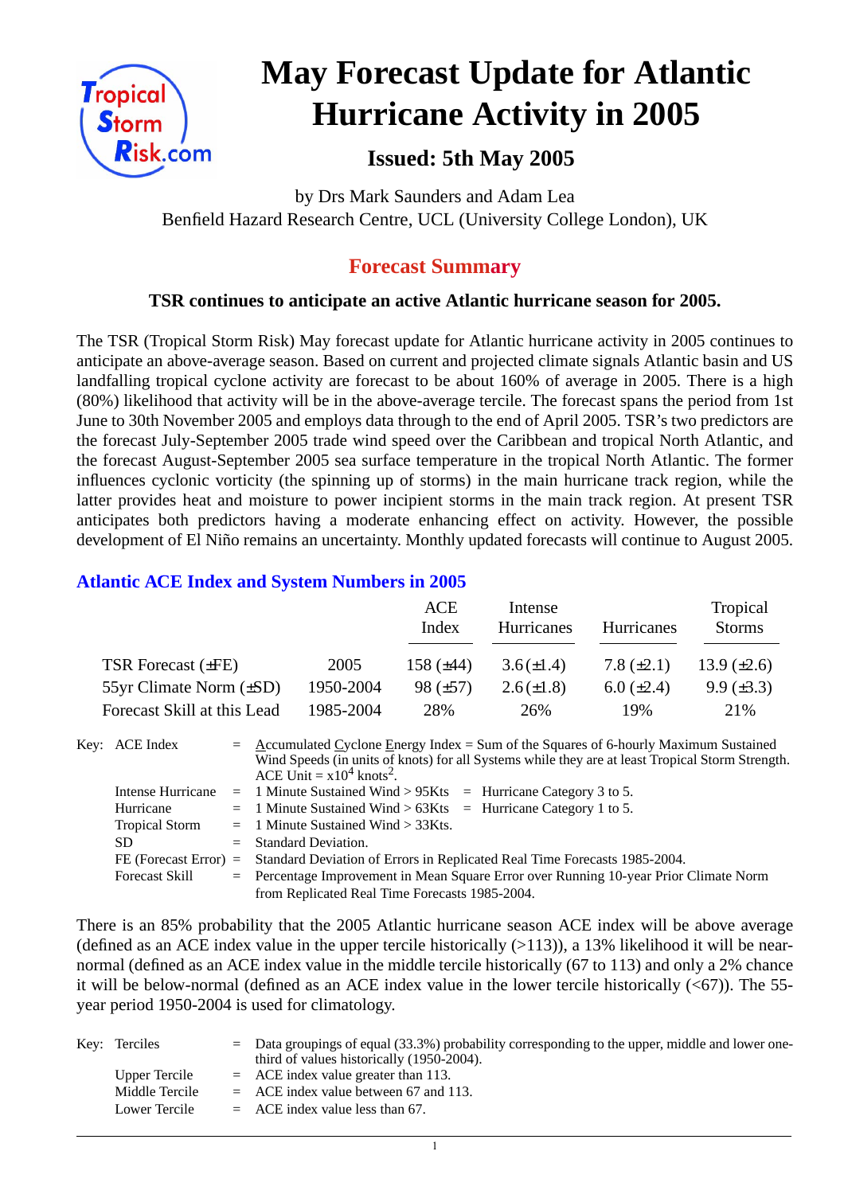# May Forecast Update for Atlantic Hurricane Activity in 2005

## Issued: 5th May 2005

by Drs Mark Saunders and Adam Lea
Benfield Hazard Research Centre, UCL (University College London), UK

## Forecast Summary

**TSR continues to anticipate an active Atlantic hurricane season for 2005.**

The TSR (Tropical Storm Risk) May forecast update for Atlantic hurricane activity in 2005 continues to anticipate an above-average season. Based on current and projected climate signals Atlantic basin and US landfalling tropical cyclone activity are forecast to be about 160% of average in 2005. There is a high (80%) likelihood that activity will be in the above-average tercile. The forecast spans the period from 1st June to 30th November 2005 and employs data through to the end of April 2005. TSR's two predictors are the forecast July-September 2005 trade wind speed over the Caribbean and tropical North Atlantic, and the forecast August-September 2005 sea surface temperature in the tropical North Atlantic. The former influences cyclonic vorticity (the spinning up of storms) in the main hurricane track region, while the latter provides heat and moisture to power incipient storms in the main track region. At present TSR anticipates both predictors having a moderate enhancing effect on activity. However, the possible development of El Niño remains an uncertainty. Monthly updated forecasts will continue to August 2005.

### Atlantic ACE Index and System Numbers in 2005

| | | ACE Index | Intense Hurricanes | Hurricanes | Tropical Storms |
|---|---|---|---|---|---|
| TSR Forecast (±FE) | 2005 | 158 (±44) | 3.6 (±1.4) | 7.8 (±2.1) | 13.9 (±2.6) |
| 55yr Climate Norm (±SD) | 1950-2004 | 98 (±57) | 2.6 (±1.8) | 6.0 (±2.4) | 9.9 (±3.3) |
| Forecast Skill at this Lead | 1985-2004 | 28% | 26% | 19% | 21% |

Key:
- ACE Index = Accumulated Cyclone Energy Index = Sum of the Squares of 6-hourly Maximum Sustained Wind Speeds (in units of knots) for all Systems while they are at least Tropical Storm Strength. ACE Unit = $x10^4$ knots$^2$.
- Intense Hurricane = 1 Minute Sustained Wind > 95Kts = Hurricane Category 3 to 5.
- Hurricane = 1 Minute Sustained Wind > 63Kts = Hurricane Category 1 to 5.
- Tropical Storm = 1 Minute Sustained Wind > 33Kts.
- SD = Standard Deviation.
- FE (Forecast Error) = Standard Deviation of Errors in Replicated Real Time Forecasts 1985-2004.
- Forecast Skill = Percentage Improvement in Mean Square Error over Running 10-year Prior Climate Norm from Replicated Real Time Forecasts 1985-2004.

There is an 85% probability that the 2005 Atlantic hurricane season ACE index will be above average (defined as an ACE index value in the upper tercile historically (>113)), a 13% likelihood it will be near-normal (defined as an ACE index value in the middle tercile historically (67 to 113) and only a 2% chance it will be below-normal (defined as an ACE index value in the lower tercile historically (<67)). The 55-year period 1950-2004 is used for climatology.

Key:
- Terciles = Data groupings of equal (33.3%) probability corresponding to the upper, middle and lower one-third of values historically (1950-2004).
- Upper Tercile = ACE index value greater than 113.
- Middle Tercile = ACE index value between 67 and 113.
- Lower Tercile = ACE index value less than 67.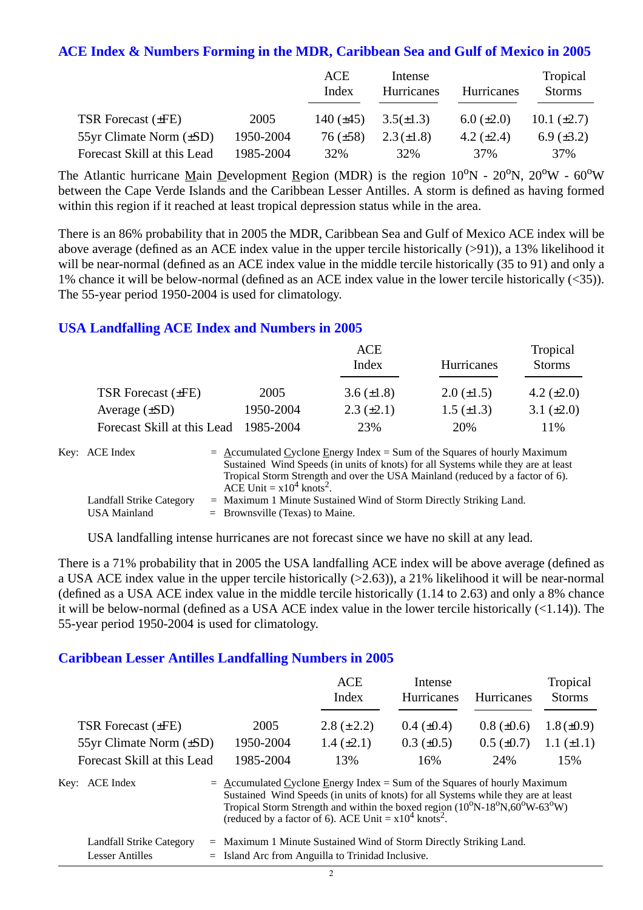## ACE Index & Numbers Forming in the MDR, Caribbean Sea and Gulf of Mexico in 2005

| | | ACE Index | Intense Hurricanes | Hurricanes | Tropical Storms |
|---|---|---|---|---|---|
| TSR Forecast (±FE) | 2005 | 140 (±45) | 3.5(±1.3) | 6.0 (±2.0) | 10.1 (±2.7) |
| 55yr Climate Norm (±SD) | 1950-2004 | 76 (±58) | 2.3(±1.8) | 4.2 (±2.4) | 6.9 (±3.2) |
| Forecast Skill at this Lead | 1985-2004 | 32% | 32% | 37% | 37% |

The Atlantic hurricane Main Development Region (MDR) is the region $10^oN$ - $20^oN$, $20^oW$ - $60^oW$ between the Cape Verde Islands and the Caribbean Lesser Antilles. A storm is defined as having formed within this region if it reached at least tropical depression status while in the area.

There is an 86% probability that in 2005 the MDR, Caribbean Sea and Gulf of Mexico ACE index will be above average (defined as an ACE index value in the upper tercile historically (>91)), a 13% likelihood it will be near-normal (defined as an ACE index value in the middle tercile historically (35 to 91) and only a 1% chance it will be below-normal (defined as an ACE index value in the lower tercile historically (<35)). The 55-year period 1950-2004 is used for climatology.

## USA Landfalling ACE Index and Numbers in 2005

| | | ACE Index | Hurricanes | Tropical Storms |
|---|---|---|---|---|
| TSR Forecast (±FE) | 2005 | 3.6 (±1.8) | 2.0 (±1.5) | 4.2 (±2.0) |
| Average (±SD) | 1950-2004 | 2.3 (±2.1) | 1.5 (±1.3) | 3.1 (±2.0) |
| Forecast Skill at this Lead | 1985-2004 | 23% | 20% | 11% |

Key: ACE Index = Accumulated Cyclone Energy Index = Sum of the Squares of hourly Maximum Sustained Wind Speeds (in units of knots) for all Systems while they are at least Tropical Storm Strength and over the USA Mainland (reduced by a factor of 6). ACE Unit = $x10^4$ $knots^2$.

Landfall Strike Category = Maximum 1 Minute Sustained Wind of Storm Directly Striking Land.

USA Mainland = Brownsville (Texas) to Maine.

USA landfalling intense hurricanes are not forecast since we have no skill at any lead.

There is a 71% probability that in 2005 the USA landfalling ACE index will be above average (defined as a USA ACE index value in the upper tercile historically (>2.63)), a 21% likelihood it will be near-normal (defined as a USA ACE index value in the middle tercile historically (1.14 to 2.63) and only a 8% chance it will be below-normal (defined as a USA ACE index value in the lower tercile historically (<1.14)). The 55-year period 1950-2004 is used for climatology.

## Caribbean Lesser Antilles Landfalling Numbers in 2005

| | | ACE Index | Intense Hurricanes | Hurricanes | Tropical Storms |
|---|---|---|---|---|---|
| TSR Forecast (±FE) | 2005 | 2.8 (±2.2) | 0.4 (±0.4) | 0.8 (±0.6) | 1.8 (±0.9) |
| 55yr Climate Norm (±SD) | 1950-2004 | 1.4 (±2.1) | 0.3 (±0.5) | 0.5 (±0.7) | 1.1 (±1.1) |
| Forecast Skill at this Lead | 1985-2004 | 13% | 16% | 24% | 15% |

Key: ACE Index = Accumulated Cyclone Energy Index = Sum of the Squares of hourly Maximum Sustained Wind Speeds (in units of knots) for all Systems while they are at least Tropical Storm Strength and within the boxed region ($10^oN$-$18^oN$,$60^oW$-$63^oW$) (reduced by a factor of 6). ACE Unit = $x10^4$ $knots^2$.

Landfall Strike Category = Maximum 1 Minute Sustained Wind of Storm Directly Striking Land.

Lesser Antilles = Island Arc from Anguilla to Trinidad Inclusive.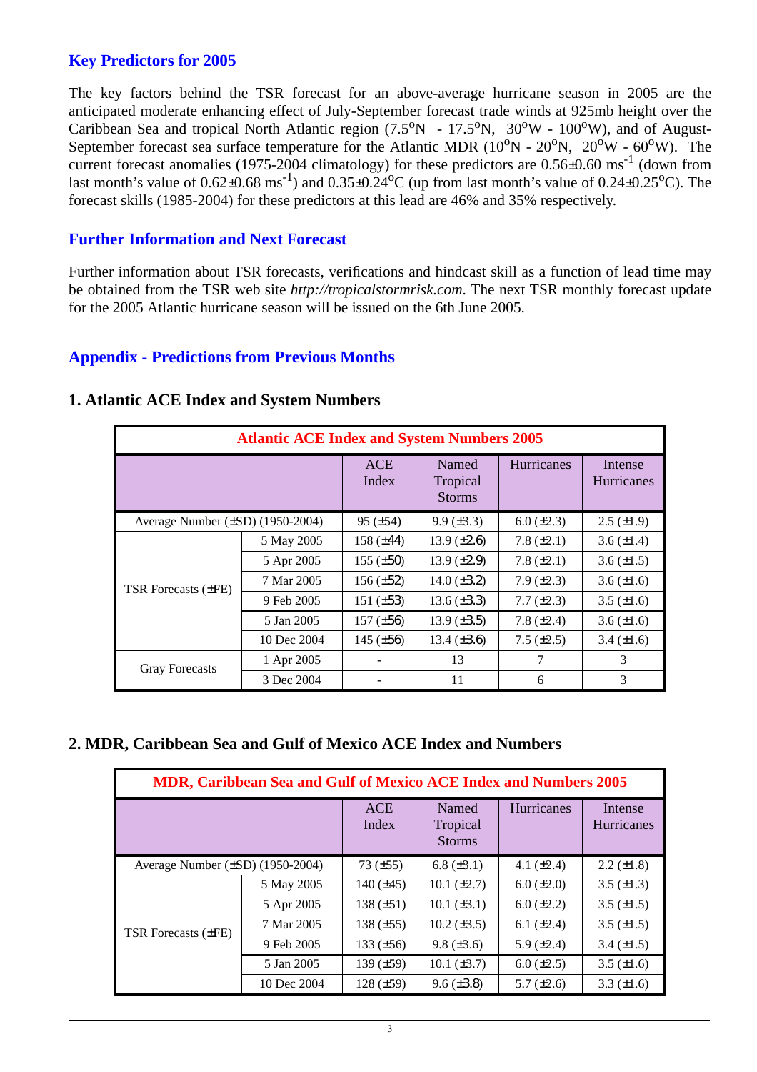## Key Predictors for 2005

The key factors behind the TSR forecast for an above-average hurricane season in 2005 are the anticipated moderate enhancing effect of July-September forecast trade winds at 925mb height over the Caribbean Sea and tropical North Atlantic region ($7.5^oN$ - $17.5^oN$, $30^oW$ - $100^oW$), and of August-September forecast sea surface temperature for the Atlantic MDR ($10^oN$ - $20^oN$, $20^oW$ - $60^oW$). The current forecast anomalies (1975-2004 climatology) for these predictors are $0.56 \pm 0.60$ ms$^{-1}$ (down from last month's value of $0.62 \pm 0.68$ ms$^{-1}$) and $0.35 \pm 0.24^oC$ (up from last month's value of $0.24 \pm 0.25^oC$). The forecast skills (1985-2004) for these predictors at this lead are 46% and 35% respectively.

## Further Information and Next Forecast

Further information about TSR forecasts, verifications and hindcast skill as a function of lead time may be obtained from the TSR web site *http://tropicalstormrisk.com*. The next TSR monthly forecast update for the 2005 Atlantic hurricane season will be issued on the 6th June 2005.

## Appendix - Predictions from Previous Months

### 1. Atlantic ACE Index and System Numbers

| Atlantic ACE Index and System Numbers 2005 | | | | | |
|---|---|---|---|---|---|
| | | ACE Index | Named Tropical Storms | Hurricanes | Intense Hurricanes |
| Average Number (±SD) (1950-2004) | | 95 (±54) | 9.9 (±3.3) | 6.0 (±2.3) | 2.5 (±1.9) |
| TSR Forecasts (±FE) | 5 May 2005 | 158 (±44) | 13.9 (±2.6) | 7.8 (±2.1) | 3.6 (±1.4) |
| | 5 Apr 2005 | 155 (±50) | 13.9 (±2.9) | 7.8 (±2.1) | 3.6 (±1.5) |
| | 7 Mar 2005 | 156 (±52) | 14.0 (±3.2) | 7.9 (±2.3) | 3.6 (±1.6) |
| | 9 Feb 2005 | 151 (±53) | 13.6 (±3.3) | 7.7 (±2.3) | 3.5 (±1.6) |
| | 5 Jan 2005 | 157 (±56) | 13.9 (±3.5) | 7.8 (±2.4) | 3.6 (±1.6) |
| | 10 Dec 2004 | 145 (±56) | 13.4 (±3.6) | 7.5 (±2.5) | 3.4 (±1.6) |
| Gray Forecasts | 1 Apr 2005 | - | 13 | 7 | 3 |
| | 3 Dec 2004 | - | 11 | 6 | 3 |

### 2. MDR, Caribbean Sea and Gulf of Mexico ACE Index and Numbers

| MDR, Caribbean Sea and Gulf of Mexico ACE Index and Numbers 2005 | | | | | |
|---|---|---|---|---|---|
| | | ACE Index | Named Tropical Storms | Hurricanes | Intense Hurricanes |
| Average Number (±SD) (1950-2004) | | 73 (±55) | 6.8 (±3.1) | 4.1 (±2.4) | 2.2 (±1.8) |
| TSR Forecasts (±FE) | 5 May 2005 | 140 (±45) | 10.1 (±2.7) | 6.0 (±2.0) | 3.5 (±1.3) |
| | 5 Apr 2005 | 138 (±51) | 10.1 (±3.1) | 6.0 (±2.2) | 3.5 (±1.5) |
| | 7 Mar 2005 | 138 (±55) | 10.2 (±3.5) | 6.1 (±2.4) | 3.5 (±1.5) |
| | 9 Feb 2005 | 133 (±56) | 9.8 (±3.6) | 5.9 (±2.4) | 3.4 (±1.5) |
| | 5 Jan 2005 | 139 (±59) | 10.1 (±3.7) | 6.0 (±2.5) | 3.5 (±1.6) |
| | 10 Dec 2004 | 128 (±59) | 9.6 (±3.8) | 5.7 (±2.6) | 3.3 (±1.6) |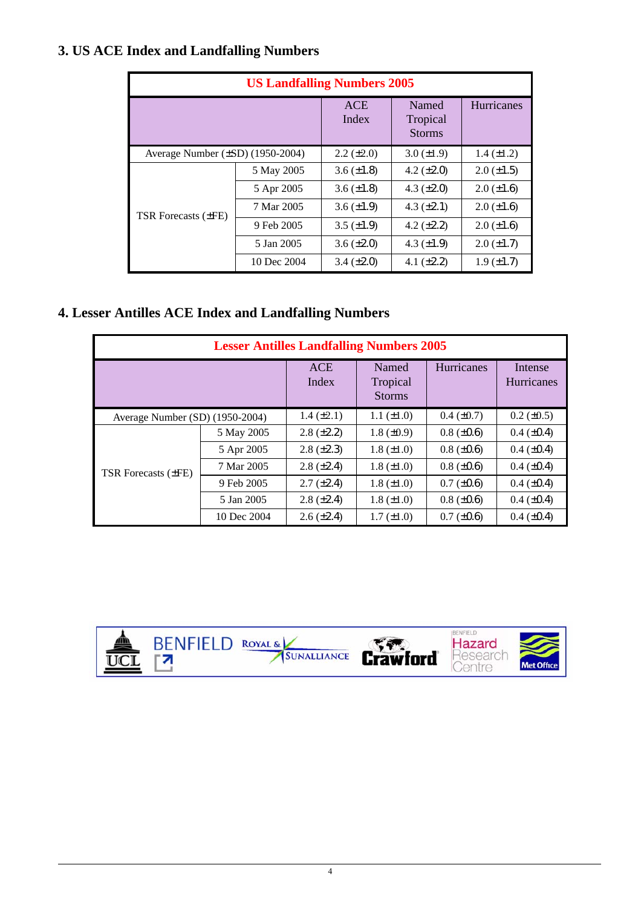## 3. US ACE Index and Landfalling Numbers

| US Landfalling Numbers 2005 | | | | |
|---|---|---|---|---|
| | | ACE Index | Named Tropical Storms | Hurricanes |
| Average Number (±SD) (1950-2004) | | 2.2 (±2.0) | 3.0 (±1.9) | 1.4 (±1.2) |
| TSR Forecasts (±FE) | 5 May 2005 | 3.6 (±1.8) | 4.2 (±2.0) | 2.0 (±1.5) |
| | 5 Apr 2005 | 3.6 (±1.8) | 4.3 (±2.0) | 2.0 (±1.6) |
| | 7 Mar 2005 | 3.6 (±1.9) | 4.3 (±2.1) | 2.0 (±1.6) |
| | 9 Feb 2005 | 3.5 (±1.9) | 4.2 (±2.2) | 2.0 (±1.6) |
| | 5 Jan 2005 | 3.6 (±2.0) | 4.3 (±1.9) | 2.0 (±1.7) |
| | 10 Dec 2004 | 3.4 (±2.0) | 4.1 (±2.2) | 1.9 (±1.7) |

## 4. Lesser Antilles ACE Index and Landfalling Numbers

| Lesser Antilles Landfalling Numbers 2005 | | | | | |
|---|---|---|---|---|---|
| | | ACE Index | Named Tropical Storms | Hurricanes | Intense Hurricanes |
| Average Number (SD) (1950-2004) | | 1.4 (±2.1) | 1.1 (±1.0) | 0.4 (±0.7) | 0.2 (±0.5) |
| TSR Forecasts (±FE) | 5 May 2005 | 2.8 (±2.2) | 1.8 (±0.9) | 0.8 (±0.6) | 0.4 (±0.4) |
| | 5 Apr 2005 | 2.8 (±2.3) | 1.8 (±1.0) | 0.8 (±0.6) | 0.4 (±0.4) |
| | 7 Mar 2005 | 2.8 (±2.4) | 1.8 (±1.0) | 0.8 (±0.6) | 0.4 (±0.4) |
| | 9 Feb 2005 | 2.7 (±2.4) | 1.8 (±1.0) | 0.7 (±0.6) | 0.4 (±0.4) |
| | 5 Jan 2005 | 2.8 (±2.4) | 1.8 (±1.0) | 0.8 (±0.6) | 0.4 (±0.4) |
| | 10 Dec 2004 | 2.6 (±2.4) | 1.7 (±1.0) | 0.7 (±0.6) | 0.4 (±0.4) |